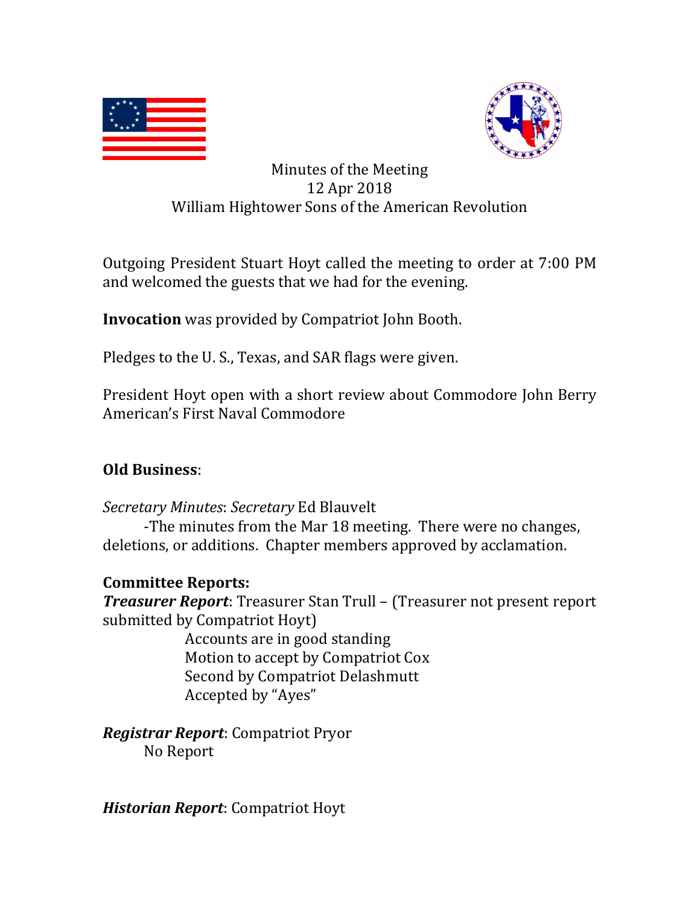Minutes of the Meeting
12 Apr 2018
William Hightower Sons of the American Revolution

Outgoing President Stuart Hoyt called the meeting to order at 7:00 PM and welcomed the guests that we had for the evening.

**Invocation** was provided by Compatriot John Booth.

Pledges to the U. S., Texas, and SAR flags were given.

President Hoyt open with a short review about Commodore John Berry American's First Naval Commodore

**Old Business**:

*Secretary Minutes*: *Secretary* Ed Blauvelt
-The minutes from the Mar 18 meeting. There were no changes, deletions, or additions. Chapter members approved by acclamation.

**Committee Reports:**

***Treasurer Report***: Treasurer Stan Trull – (Treasurer not present report submitted by Compatriot Hoyt)
Accounts are in good standing
Motion to accept by Compatriot Cox
Second by Compatriot Delashmutt
Accepted by "Ayes"

***Registrar Report***: Compatriot Pryor
No Report

***Historian Report***: Compatriot Hoyt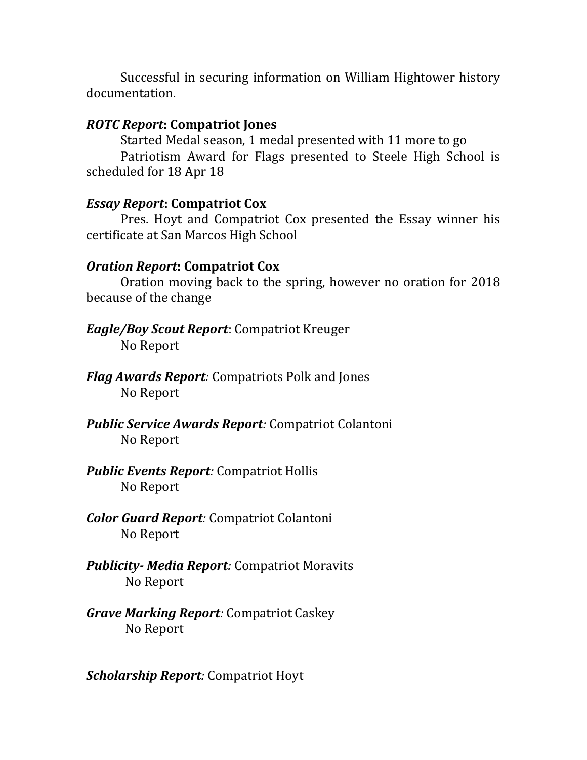Successful in securing information on William Hightower history documentation.

***ROTC Report*: Compatriot Jones**

Started Medal season, 1 medal presented with 11 more to go

Patriotism Award for Flags presented to Steele High School is scheduled for 18 Apr 18

***Essay Report*: Compatriot Cox**

Pres. Hoyt and Compatriot Cox presented the Essay winner his certificate at San Marcos High School

***Oration Report*: Compatriot Cox**

Oration moving back to the spring, however no oration for 2018 because of the change

***Eagle/Boy Scout Report***: Compatriot Kreuger

No Report

***Flag Awards Report****:* Compatriots Polk and Jones

No Report

***Public Service Awards Report****:* Compatriot Colantoni

No Report

***Public Events Report****:* Compatriot Hollis

No Report

***Color Guard Report****:* Compatriot Colantoni

No Report

***Publicity- Media Report****:* Compatriot Moravits

No Report

***Grave Marking Report****:* Compatriot Caskey

No Report

***Scholarship Report****:* Compatriot Hoyt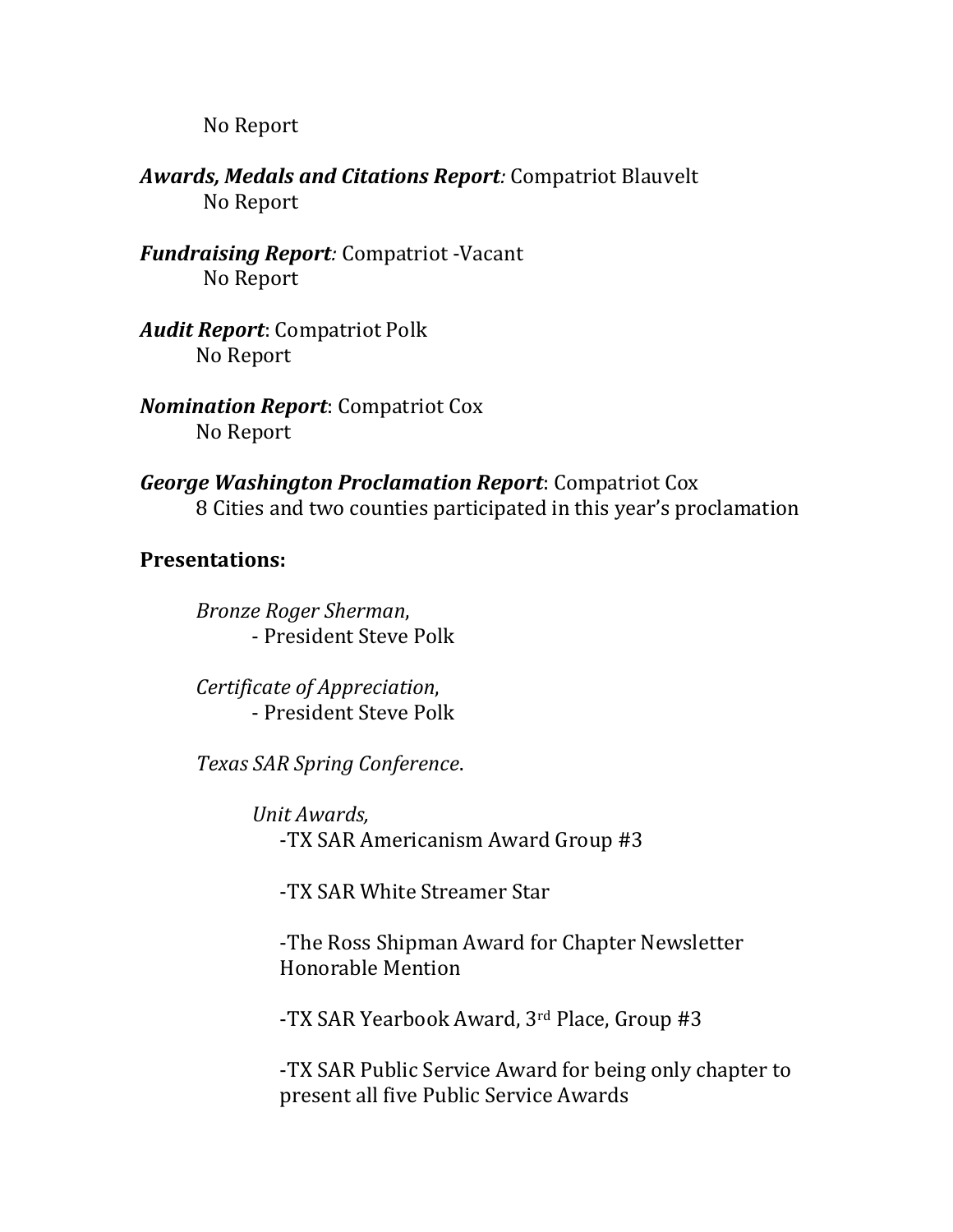No Report

***Awards, Medals and Citations Report**:* Compatriot Blauvelt
No Report

***Fundraising Report**:* Compatriot -Vacant
No Report

***Audit Report***: Compatriot Polk
No Report

***Nomination Report***: Compatriot Cox
No Report

***George Washington Proclamation Report***: Compatriot Cox
8 Cities and two counties participated in this year's proclamation

**Presentations:**

*Bronze Roger Sherman*,
- President Steve Polk

*Certificate of Appreciation*,
- President Steve Polk

*Texas SAR Spring Conference*.

*Unit Awards,*

-TX SAR Americanism Award Group #3

-TX SAR White Streamer Star

-The Ross Shipman Award for Chapter Newsletter Honorable Mention

-TX SAR Yearbook Award, 3rd Place, Group #3

-TX SAR Public Service Award for being only chapter to present all five Public Service Awards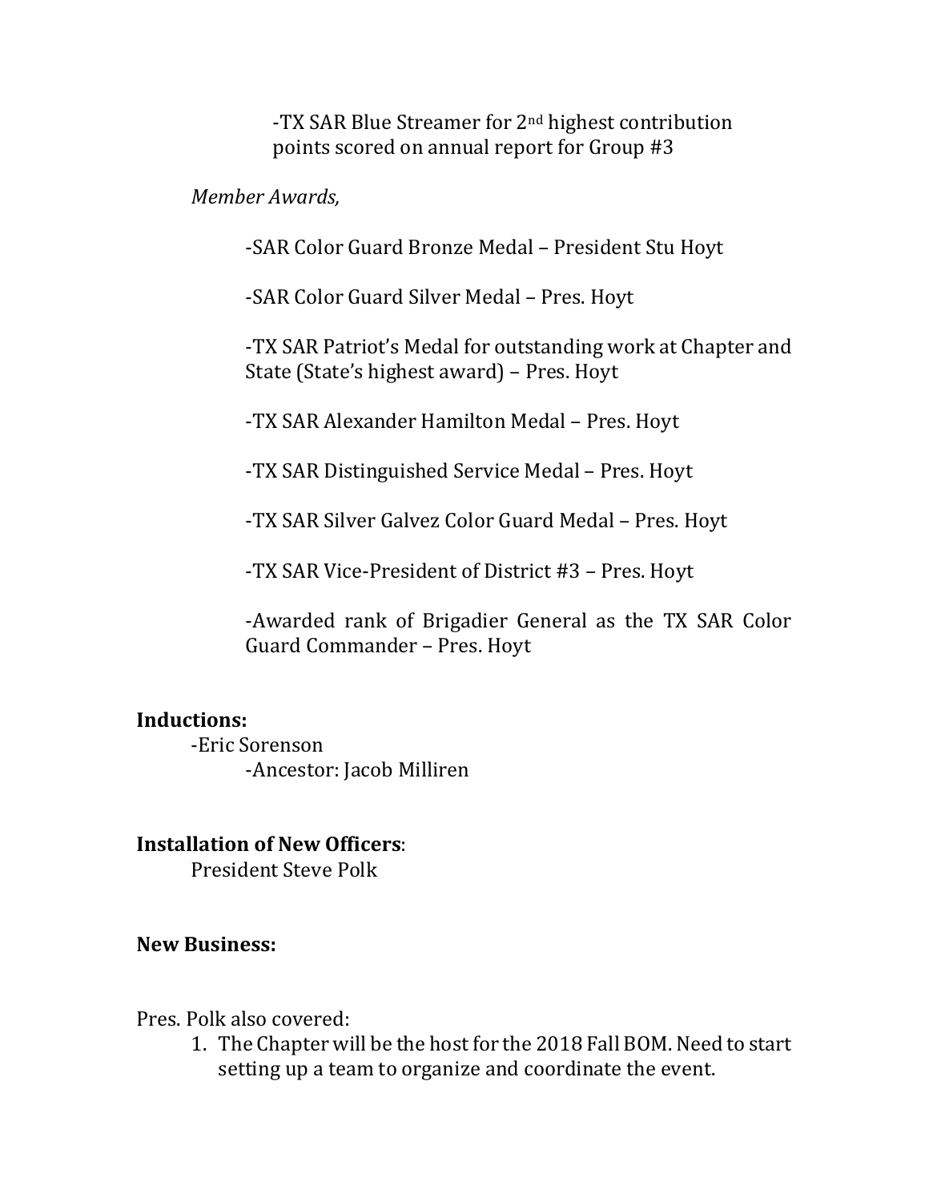-TX SAR Blue Streamer for 2nd highest contribution points scored on annual report for Group #3

*Member Awards,*

-SAR Color Guard Bronze Medal – President Stu Hoyt

-SAR Color Guard Silver Medal – Pres. Hoyt

-TX SAR Patriot's Medal for outstanding work at Chapter and State (State's highest award) – Pres. Hoyt

-TX SAR Alexander Hamilton Medal – Pres. Hoyt

-TX SAR Distinguished Service Medal – Pres. Hoyt

-TX SAR Silver Galvez Color Guard Medal – Pres. Hoyt

-TX SAR Vice-President of District #3 – Pres. Hoyt

-Awarded rank of Brigadier General as the TX SAR Color Guard Commander – Pres. Hoyt

**Inductions:**

-Eric Sorenson

-Ancestor: Jacob Milliren

**Installation of New Officers**:

President Steve Polk

**New Business:**

Pres. Polk also covered:

1. The Chapter will be the host for the 2018 Fall BOM. Need to start setting up a team to organize and coordinate the event.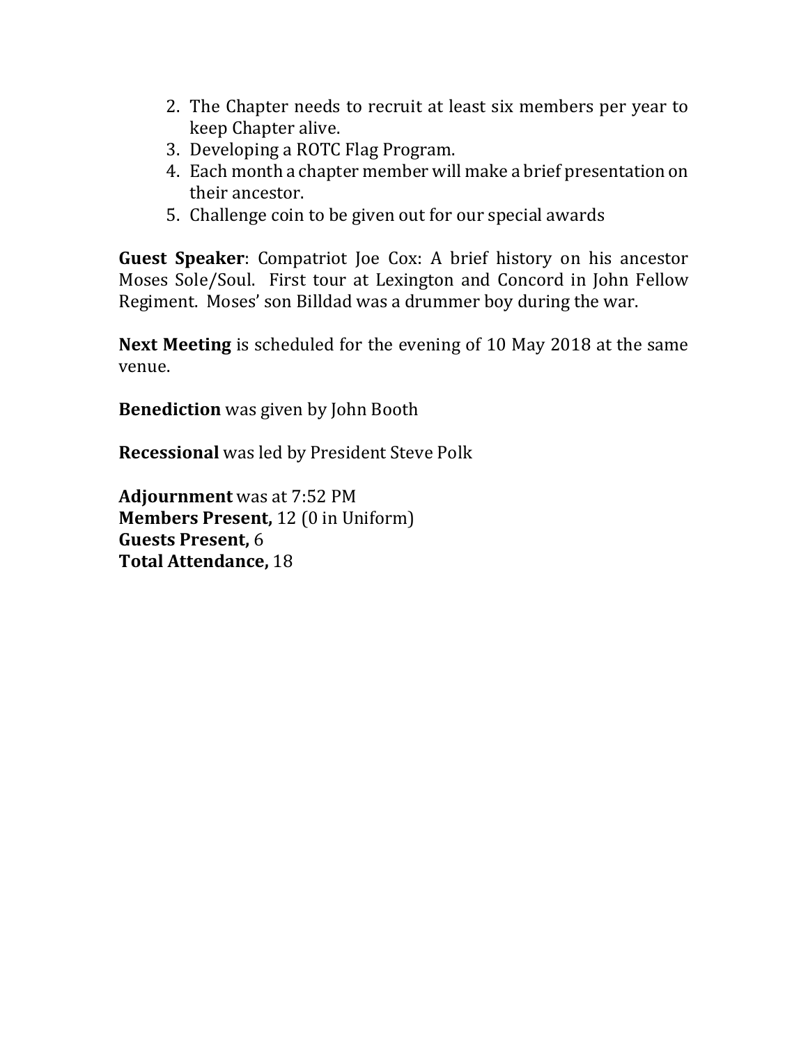2. The Chapter needs to recruit at least six members per year to keep Chapter alive.
3. Developing a ROTC Flag Program.
4. Each month a chapter member will make a brief presentation on their ancestor.
5. Challenge coin to be given out for our special awards

**Guest Speaker**: Compatriot Joe Cox: A brief history on his ancestor Moses Sole/Soul. First tour at Lexington and Concord in John Fellow Regiment. Moses' son Billdad was a drummer boy during the war.

**Next Meeting** is scheduled for the evening of 10 May 2018 at the same venue.

**Benediction** was given by John Booth

**Recessional** was led by President Steve Polk

**Adjournment** was at 7:52 PM
**Members Present,** 12 (0 in Uniform)
**Guests Present,** 6
**Total Attendance,** 18